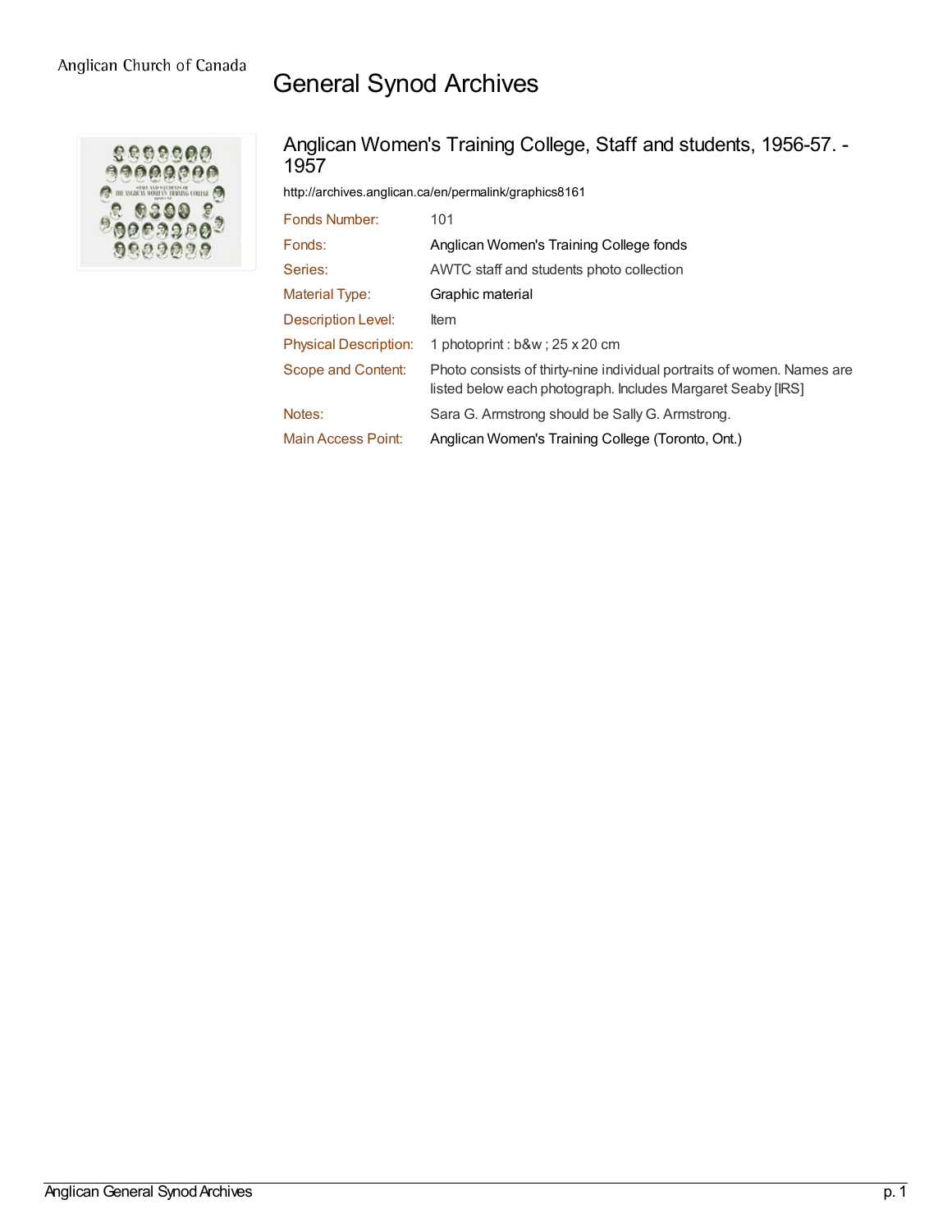Anglican Church of Canada

# General Synod Archives

## Anglican Women's Training College, Staff and students, 1956-57. - 1957

http://archives.anglican.ca/en/permalink/graphics8161

| | |
|---|---|
| Fonds Number: | 101 |
| Fonds: | Anglican Women's Training College fonds |
| Series: | AWTC staff and students photo collection |
| Material Type: | Graphic material |
| Description Level: | Item |
| Physical Description: | 1 photoprint : b&w ; 25 x 20 cm |
| Scope and Content: | Photo consists of thirty-nine individual portraits of women. Names are listed below each photograph. Includes Margaret Seaby [IRS] |
| Notes: | Sara G. Armstrong should be Sally G. Armstrong. |
| Main Access Point: | Anglican Women's Training College (Toronto, Ont.) |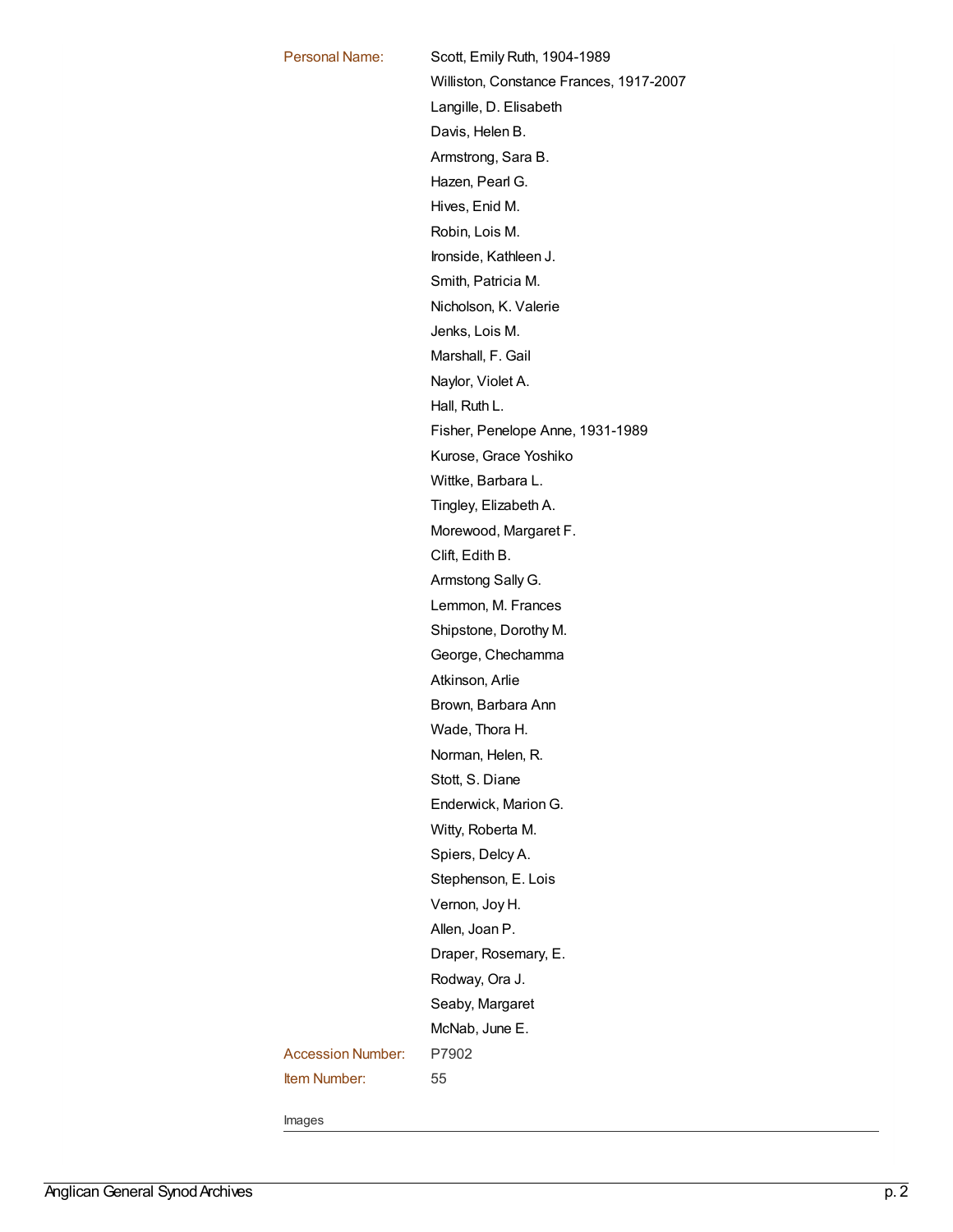**Personal Name:** Scott, Emily Ruth, 1904-1989
Williston, Constance Frances, 1917-2007
Langille, D. Elisabeth
Davis, Helen B.
Armstrong, Sara B.
Hazen, Pearl G.
Hives, Enid M.
Robin, Lois M.
Ironside, Kathleen J.
Smith, Patricia M.
Nicholson, K. Valerie
Jenks, Lois M.
Marshall, F. Gail
Naylor, Violet A.
Hall, Ruth L.
Fisher, Penelope Anne, 1931-1989
Kurose, Grace Yoshiko
Wittke, Barbara L.
Tingley, Elizabeth A.
Morewood, Margaret F.
Clift, Edith B.
Armstong Sally G.
Lemmon, M. Frances
Shipstone, Dorothy M.
George, Chechamma
Atkinson, Arlie
Brown, Barbara Ann
Wade, Thora H.
Norman, Helen, R.
Stott, S. Diane
Enderwick, Marion G.
Witty, Roberta M.
Spiers, Delcy A.
Stephenson, E. Lois
Vernon, Joy H.
Allen, Joan P.
Draper, Rosemary, E.
Rodway, Ora J.
Seaby, Margaret
McNab, June E.

**Accession Number:** P7902

**Item Number:** 55

Images